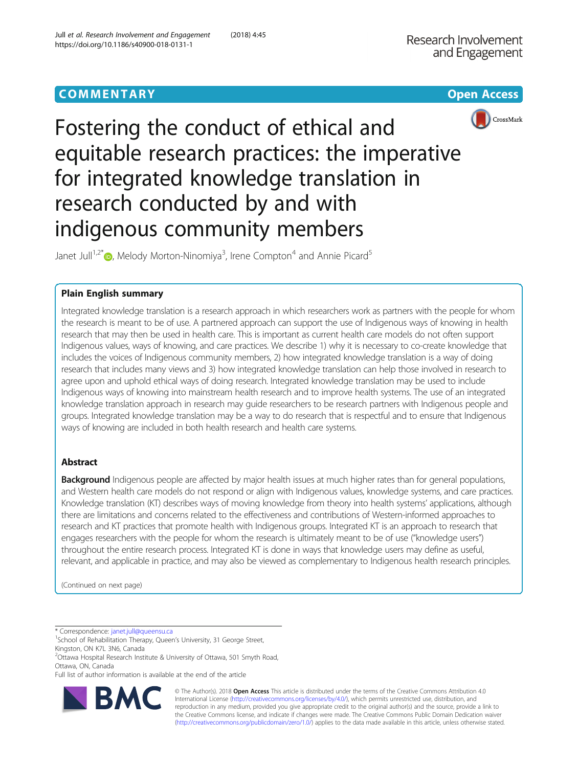COMMENTARY

Open Access

# Fostering the conduct of ethical and equitable research practices: the imperative for integrated knowledge translation in research conducted by and with indigenous community members

Janet Jull[1,2*], Melody Morton-Ninomiya[3], Irene Compton[4] and Annie Picard[5]

## Plain English summary

Integrated knowledge translation is a research approach in which researchers work as partners with the people for whom the research is meant to be of use. A partnered approach can support the use of Indigenous ways of knowing in health research that may then be used in health care. This is important as current health care models do not often support Indigenous values, ways of knowing, and care practices. We describe 1) why it is necessary to co-create knowledge that includes the voices of Indigenous community members, 2) how integrated knowledge translation is a way of doing research that includes many views and 3) how integrated knowledge translation can help those involved in research to agree upon and uphold ethical ways of doing research. Integrated knowledge translation may be used to include Indigenous ways of knowing into mainstream health research and to improve health systems. The use of an integrated knowledge translation approach in research may guide researchers to be research partners with Indigenous people and groups. Integrated knowledge translation may be a way to do research that is respectful and to ensure that Indigenous ways of knowing are included in both health research and health care systems.

## Abstract

**Background** Indigenous people are affected by major health issues at much higher rates than for general populations, and Western health care models do not respond or align with Indigenous values, knowledge systems, and care practices. Knowledge translation (KT) describes ways of moving knowledge from theory into health systems' applications, although there are limitations and concerns related to the effectiveness and contributions of Western-informed approaches to research and KT practices that promote health with Indigenous groups. Integrated KT is an approach to research that engages researchers with the people for whom the research is ultimately meant to be of use ("knowledge users") throughout the entire research process. Integrated KT is done in ways that knowledge users may define as useful, relevant, and applicable in practice, and may also be viewed as complementary to Indigenous health research principles.

(Continued on next page)

* Correspondence: janet.jull@queensu.ca

[1]School of Rehabilitation Therapy, Queen's University, 31 George Street, Kingston, ON K7L 3N6, Canada

[2]Ottawa Hospital Research Institute & University of Ottawa, 501 Smyth Road, Ottawa, ON, Canada

Full list of author information is available at the end of the article

© The Author(s). 2018 **Open Access** This article is distributed under the terms of the Creative Commons Attribution 4.0 International License (http://creativecommons.org/licenses/by/4.0/), which permits unrestricted use, distribution, and reproduction in any medium, provided you give appropriate credit to the original author(s) and the source, provide a link to the Creative Commons license, and indicate if changes were made. The Creative Commons Public Domain Dedication waiver (http://creativecommons.org/publicdomain/zero/1.0/) applies to the data made available in this article, unless otherwise stated.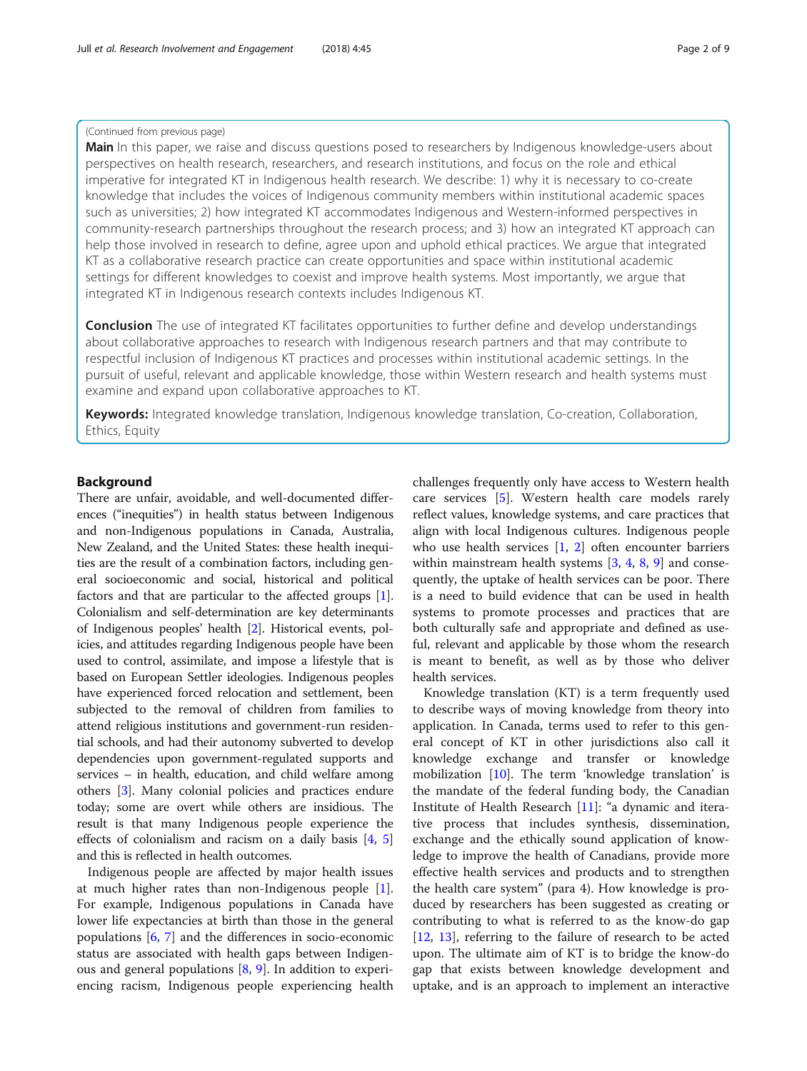(Continued from previous page)

**Main** In this paper, we raise and discuss questions posed to researchers by Indigenous knowledge-users about perspectives on health research, researchers, and research institutions, and focus on the role and ethical imperative for integrated KT in Indigenous health research. We describe: 1) why it is necessary to co-create knowledge that includes the voices of Indigenous community members within institutional academic spaces such as universities; 2) how integrated KT accommodates Indigenous and Western-informed perspectives in community-research partnerships throughout the research process; and 3) how an integrated KT approach can help those involved in research to define, agree upon and uphold ethical practices. We argue that integrated KT as a collaborative research practice can create opportunities and space within institutional academic settings for different knowledges to coexist and improve health systems. Most importantly, we argue that integrated KT in Indigenous research contexts includes Indigenous KT.

**Conclusion** The use of integrated KT facilitates opportunities to further define and develop understandings about collaborative approaches to research with Indigenous research partners and that may contribute to respectful inclusion of Indigenous KT practices and processes within institutional academic settings. In the pursuit of useful, relevant and applicable knowledge, those within Western research and health systems must examine and expand upon collaborative approaches to KT.

**Keywords:** Integrated knowledge translation, Indigenous knowledge translation, Co-creation, Collaboration, Ethics, Equity

## Background

There are unfair, avoidable, and well-documented differences ("inequities") in health status between Indigenous and non-Indigenous populations in Canada, Australia, New Zealand, and the United States: these health inequities are the result of a combination factors, including general socioeconomic and social, historical and political factors and that are particular to the affected groups [1]. Colonialism and self-determination are key determinants of Indigenous peoples' health [2]. Historical events, policies, and attitudes regarding Indigenous people have been used to control, assimilate, and impose a lifestyle that is based on European Settler ideologies. Indigenous peoples have experienced forced relocation and settlement, been subjected to the removal of children from families to attend religious institutions and government-run residential schools, and had their autonomy subverted to develop dependencies upon government-regulated supports and services – in health, education, and child welfare among others [3]. Many colonial policies and practices endure today; some are overt while others are insidious. The result is that many Indigenous people experience the effects of colonialism and racism on a daily basis [4, 5] and this is reflected in health outcomes.

Indigenous people are affected by major health issues at much higher rates than non-Indigenous people [1]. For example, Indigenous populations in Canada have lower life expectancies at birth than those in the general populations [6, 7] and the differences in socio-economic status are associated with health gaps between Indigenous and general populations [8, 9]. In addition to experiencing racism, Indigenous people experiencing health challenges frequently only have access to Western health care services [5]. Western health care models rarely reflect values, knowledge systems, and care practices that align with local Indigenous cultures. Indigenous people who use health services [1, 2] often encounter barriers within mainstream health systems [3, 4, 8, 9] and consequently, the uptake of health services can be poor. There is a need to build evidence that can be used in health systems to promote processes and practices that are both culturally safe and appropriate and defined as useful, relevant and applicable by those whom the research is meant to benefit, as well as by those who deliver health services.

Knowledge translation (KT) is a term frequently used to describe ways of moving knowledge from theory into application. In Canada, terms used to refer to this general concept of KT in other jurisdictions also call it knowledge exchange and transfer or knowledge mobilization [10]. The term 'knowledge translation' is the mandate of the federal funding body, the Canadian Institute of Health Research [11]: "a dynamic and iterative process that includes synthesis, dissemination, exchange and the ethically sound application of knowledge to improve the health of Canadians, provide more effective health services and products and to strengthen the health care system" (para 4). How knowledge is produced by researchers has been suggested as creating or contributing to what is referred to as the know-do gap [12, 13], referring to the failure of research to be acted upon. The ultimate aim of KT is to bridge the know-do gap that exists between knowledge development and uptake, and is an approach to implement an interactive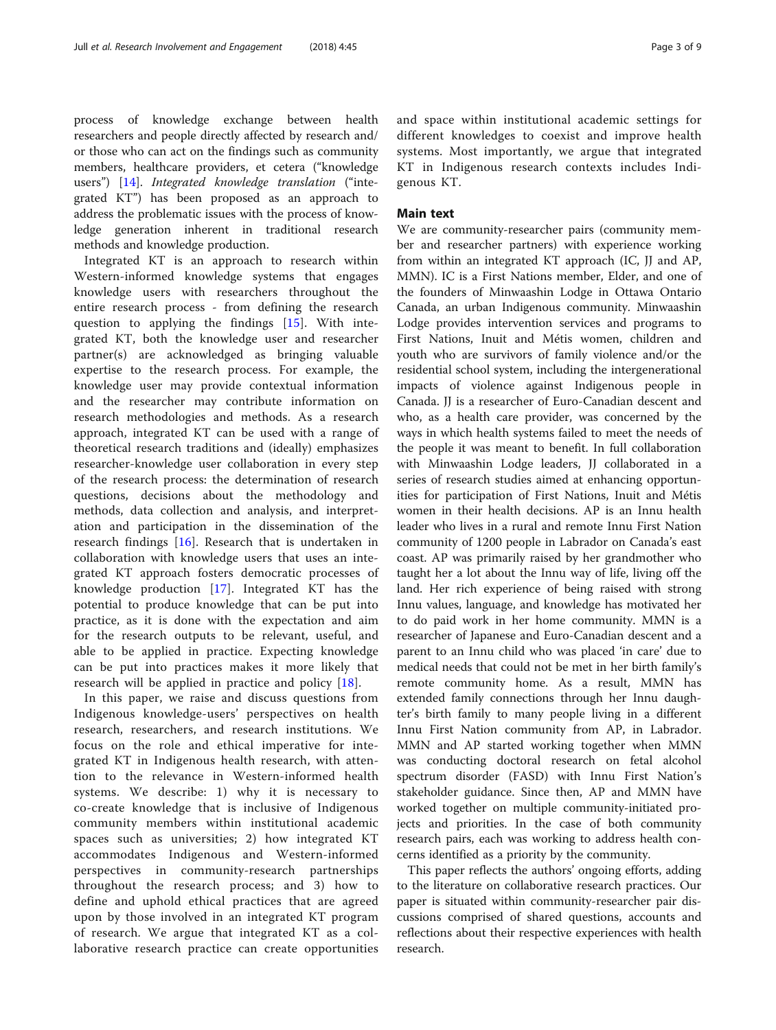process of knowledge exchange between health researchers and people directly affected by research and/or those who can act on the findings such as community members, healthcare providers, et cetera ("knowledge users") [14]. *Integrated knowledge translation* ("integrated KT") has been proposed as an approach to address the problematic issues with the process of knowledge generation inherent in traditional research methods and knowledge production.

Integrated KT is an approach to research within Western-informed knowledge systems that engages knowledge users with researchers throughout the entire research process - from defining the research question to applying the findings [15]. With integrated KT, both the knowledge user and researcher partner(s) are acknowledged as bringing valuable expertise to the research process. For example, the knowledge user may provide contextual information and the researcher may contribute information on research methodologies and methods. As a research approach, integrated KT can be used with a range of theoretical research traditions and (ideally) emphasizes researcher-knowledge user collaboration in every step of the research process: the determination of research questions, decisions about the methodology and methods, data collection and analysis, and interpretation and participation in the dissemination of the research findings [16]. Research that is undertaken in collaboration with knowledge users that uses an integrated KT approach fosters democratic processes of knowledge production [17]. Integrated KT has the potential to produce knowledge that can be put into practice, as it is done with the expectation and aim for the research outputs to be relevant, useful, and able to be applied in practice. Expecting knowledge can be put into practices makes it more likely that research will be applied in practice and policy [18].

In this paper, we raise and discuss questions from Indigenous knowledge-users' perspectives on health research, researchers, and research institutions. We focus on the role and ethical imperative for integrated KT in Indigenous health research, with attention to the relevance in Western-informed health systems. We describe: 1) why it is necessary to co-create knowledge that is inclusive of Indigenous community members within institutional academic spaces such as universities; 2) how integrated KT accommodates Indigenous and Western-informed perspectives in community-research partnerships throughout the research process; and 3) how to define and uphold ethical practices that are agreed upon by those involved in an integrated KT program of research. We argue that integrated KT as a collaborative research practice can create opportunities and space within institutional academic settings for different knowledges to coexist and improve health systems. Most importantly, we argue that integrated KT in Indigenous research contexts includes Indigenous KT.

## Main text

We are community-researcher pairs (community member and researcher partners) with experience working from within an integrated KT approach (IC, JJ and AP, MMN). IC is a First Nations member, Elder, and one of the founders of Minwaashin Lodge in Ottawa Ontario Canada, an urban Indigenous community. Minwaashin Lodge provides intervention services and programs to First Nations, Inuit and Métis women, children and youth who are survivors of family violence and/or the residential school system, including the intergenerational impacts of violence against Indigenous people in Canada. JJ is a researcher of Euro-Canadian descent and who, as a health care provider, was concerned by the ways in which health systems failed to meet the needs of the people it was meant to benefit. In full collaboration with Minwaashin Lodge leaders, JJ collaborated in a series of research studies aimed at enhancing opportunities for participation of First Nations, Inuit and Métis women in their health decisions. AP is an Innu health leader who lives in a rural and remote Innu First Nation community of 1200 people in Labrador on Canada's east coast. AP was primarily raised by her grandmother who taught her a lot about the Innu way of life, living off the land. Her rich experience of being raised with strong Innu values, language, and knowledge has motivated her to do paid work in her home community. MMN is a researcher of Japanese and Euro-Canadian descent and a parent to an Innu child who was placed 'in care' due to medical needs that could not be met in her birth family's remote community home. As a result, MMN has extended family connections through her Innu daughter's birth family to many people living in a different Innu First Nation community from AP, in Labrador. MMN and AP started working together when MMN was conducting doctoral research on fetal alcohol spectrum disorder (FASD) with Innu First Nation's stakeholder guidance. Since then, AP and MMN have worked together on multiple community-initiated projects and priorities. In the case of both community research pairs, each was working to address health concerns identified as a priority by the community.

This paper reflects the authors' ongoing efforts, adding to the literature on collaborative research practices. Our paper is situated within community-researcher pair discussions comprised of shared questions, accounts and reflections about their respective experiences with health research.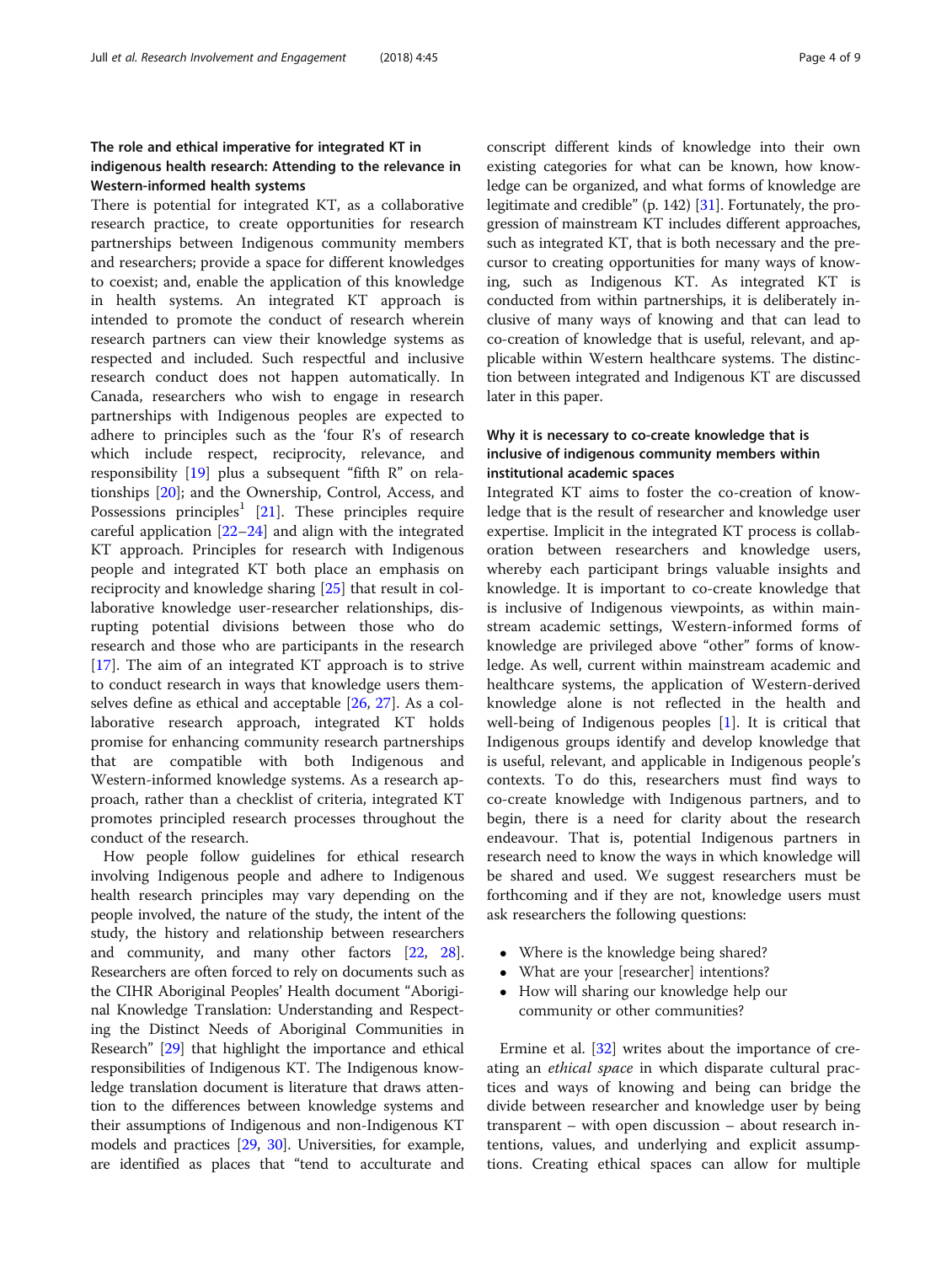## The role and ethical imperative for integrated KT in indigenous health research: Attending to the relevance in Western-informed health systems

There is potential for integrated KT, as a collaborative research practice, to create opportunities for research partnerships between Indigenous community members and researchers; provide a space for different knowledges to coexist; and, enable the application of this knowledge in health systems. An integrated KT approach is intended to promote the conduct of research wherein research partners can view their knowledge systems as respected and included. Such respectful and inclusive research conduct does not happen automatically. In Canada, researchers who wish to engage in research partnerships with Indigenous peoples are expected to adhere to principles such as the 'four R's of research which include respect, reciprocity, relevance, and responsibility [19] plus a subsequent "fifth R" on relationships [20]; and the Ownership, Control, Access, and Possessions principles[1] [21]. These principles require careful application [22–24] and align with the integrated KT approach. Principles for research with Indigenous people and integrated KT both place an emphasis on reciprocity and knowledge sharing [25] that result in collaborative knowledge user-researcher relationships, disrupting potential divisions between those who do research and those who are participants in the research [17]. The aim of an integrated KT approach is to strive to conduct research in ways that knowledge users themselves define as ethical and acceptable [26, 27]. As a collaborative research approach, integrated KT holds promise for enhancing community research partnerships that are compatible with both Indigenous and Western-informed knowledge systems. As a research approach, rather than a checklist of criteria, integrated KT promotes principled research processes throughout the conduct of the research.

How people follow guidelines for ethical research involving Indigenous people and adhere to Indigenous health research principles may vary depending on the people involved, the nature of the study, the intent of the study, the history and relationship between researchers and community, and many other factors [22, 28]. Researchers are often forced to rely on documents such as the CIHR Aboriginal Peoples' Health document "Aboriginal Knowledge Translation: Understanding and Respecting the Distinct Needs of Aboriginal Communities in Research" [29] that highlight the importance and ethical responsibilities of Indigenous KT. The Indigenous knowledge translation document is literature that draws attention to the differences between knowledge systems and their assumptions of Indigenous and non-Indigenous KT models and practices [29, 30]. Universities, for example, are identified as places that "tend to acculturate and conscript different kinds of knowledge into their own existing categories for what can be known, how knowledge can be organized, and what forms of knowledge are legitimate and credible" (p. 142) [31]. Fortunately, the progression of mainstream KT includes different approaches, such as integrated KT, that is both necessary and the precursor to creating opportunities for many ways of knowing, such as Indigenous KT. As integrated KT is conducted from within partnerships, it is deliberately inclusive of many ways of knowing and that can lead to co-creation of knowledge that is useful, relevant, and applicable within Western healthcare systems. The distinction between integrated and Indigenous KT are discussed later in this paper.

## Why it is necessary to co-create knowledge that is inclusive of indigenous community members within institutional academic spaces

Integrated KT aims to foster the co-creation of knowledge that is the result of researcher and knowledge user expertise. Implicit in the integrated KT process is collaboration between researchers and knowledge users, whereby each participant brings valuable insights and knowledge. It is important to co-create knowledge that is inclusive of Indigenous viewpoints, as within mainstream academic settings, Western-informed forms of knowledge are privileged above "other" forms of knowledge. As well, current within mainstream academic and healthcare systems, the application of Western-derived knowledge alone is not reflected in the health and well-being of Indigenous peoples [1]. It is critical that Indigenous groups identify and develop knowledge that is useful, relevant, and applicable in Indigenous people's contexts. To do this, researchers must find ways to co-create knowledge with Indigenous partners, and to begin, there is a need for clarity about the research endeavour. That is, potential Indigenous partners in research need to know the ways in which knowledge will be shared and used. We suggest researchers must be forthcoming and if they are not, knowledge users must ask researchers the following questions:

- Where is the knowledge being shared?
- What are your [researcher] intentions?
- How will sharing our knowledge help our community or other communities?

Ermine et al. [32] writes about the importance of creating an *ethical space* in which disparate cultural practices and ways of knowing and being can bridge the divide between researcher and knowledge user by being transparent – with open discussion – about research intentions, values, and underlying and explicit assumptions. Creating ethical spaces can allow for multiple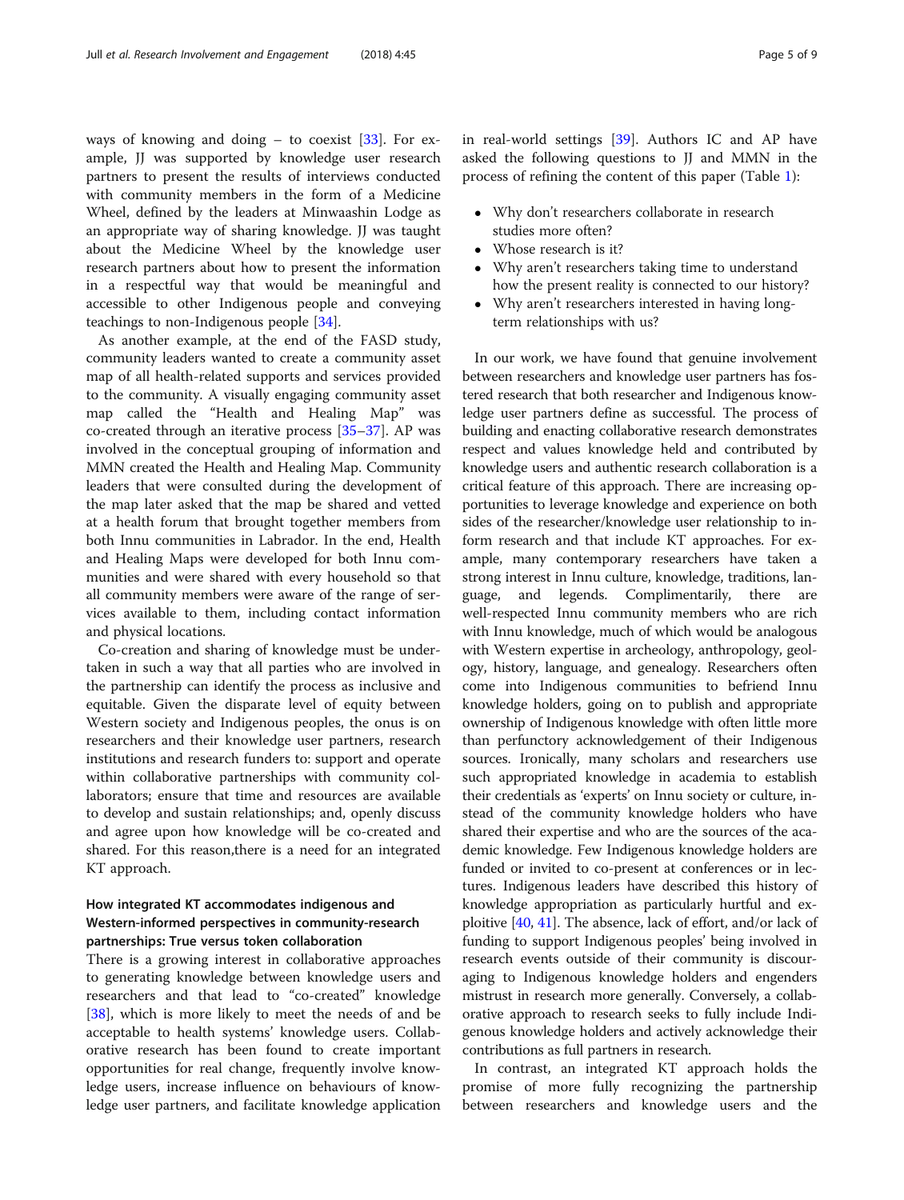ways of knowing and doing – to coexist [33]. For example, JJ was supported by knowledge user research partners to present the results of interviews conducted with community members in the form of a Medicine Wheel, defined by the leaders at Minwaashin Lodge as an appropriate way of sharing knowledge. JJ was taught about the Medicine Wheel by the knowledge user research partners about how to present the information in a respectful way that would be meaningful and accessible to other Indigenous people and conveying teachings to non-Indigenous people [34].

As another example, at the end of the FASD study, community leaders wanted to create a community asset map of all health-related supports and services provided to the community. A visually engaging community asset map called the "Health and Healing Map" was co-created through an iterative process [35–37]. AP was involved in the conceptual grouping of information and MMN created the Health and Healing Map. Community leaders that were consulted during the development of the map later asked that the map be shared and vetted at a health forum that brought together members from both Innu communities in Labrador. In the end, Health and Healing Maps were developed for both Innu communities and were shared with every household so that all community members were aware of the range of services available to them, including contact information and physical locations.

Co-creation and sharing of knowledge must be undertaken in such a way that all parties who are involved in the partnership can identify the process as inclusive and equitable. Given the disparate level of equity between Western society and Indigenous peoples, the onus is on researchers and their knowledge user partners, research institutions and research funders to: support and operate within collaborative partnerships with community collaborators; ensure that time and resources are available to develop and sustain relationships; and, openly discuss and agree upon how knowledge will be co-created and shared. For this reason,there is a need for an integrated KT approach.

### How integrated KT accommodates indigenous and Western-informed perspectives in community-research partnerships: True versus token collaboration

There is a growing interest in collaborative approaches to generating knowledge between knowledge users and researchers and that lead to "co-created" knowledge [38], which is more likely to meet the needs of and be acceptable to health systems' knowledge users. Collaborative research has been found to create important opportunities for real change, frequently involve knowledge users, increase influence on behaviours of knowledge user partners, and facilitate knowledge application in real-world settings [39]. Authors IC and AP have asked the following questions to JJ and MMN in the process of refining the content of this paper (Table 1):

- Why don't researchers collaborate in research studies more often?
- Whose research is it?
- Why aren't researchers taking time to understand how the present reality is connected to our history?
- Why aren't researchers interested in having long-term relationships with us?

In our work, we have found that genuine involvement between researchers and knowledge user partners has fostered research that both researcher and Indigenous knowledge user partners define as successful. The process of building and enacting collaborative research demonstrates respect and values knowledge held and contributed by knowledge users and authentic research collaboration is a critical feature of this approach. There are increasing opportunities to leverage knowledge and experience on both sides of the researcher/knowledge user relationship to inform research and that include KT approaches. For example, many contemporary researchers have taken a strong interest in Innu culture, knowledge, traditions, language, and legends. Complimentarily, there are well-respected Innu community members who are rich with Innu knowledge, much of which would be analogous with Western expertise in archeology, anthropology, geology, history, language, and genealogy. Researchers often come into Indigenous communities to befriend Innu knowledge holders, going on to publish and appropriate ownership of Indigenous knowledge with often little more than perfunctory acknowledgement of their Indigenous sources. Ironically, many scholars and researchers use such appropriated knowledge in academia to establish their credentials as 'experts' on Innu society or culture, instead of the community knowledge holders who have shared their expertise and who are the sources of the academic knowledge. Few Indigenous knowledge holders are funded or invited to co-present at conferences or in lectures. Indigenous leaders have described this history of knowledge appropriation as particularly hurtful and exploitive [40, 41]. The absence, lack of effort, and/or lack of funding to support Indigenous peoples' being involved in research events outside of their community is discouraging to Indigenous knowledge holders and engenders mistrust in research more generally. Conversely, a collaborative approach to research seeks to fully include Indigenous knowledge holders and actively acknowledge their contributions as full partners in research.

In contrast, an integrated KT approach holds the promise of more fully recognizing the partnership between researchers and knowledge users and the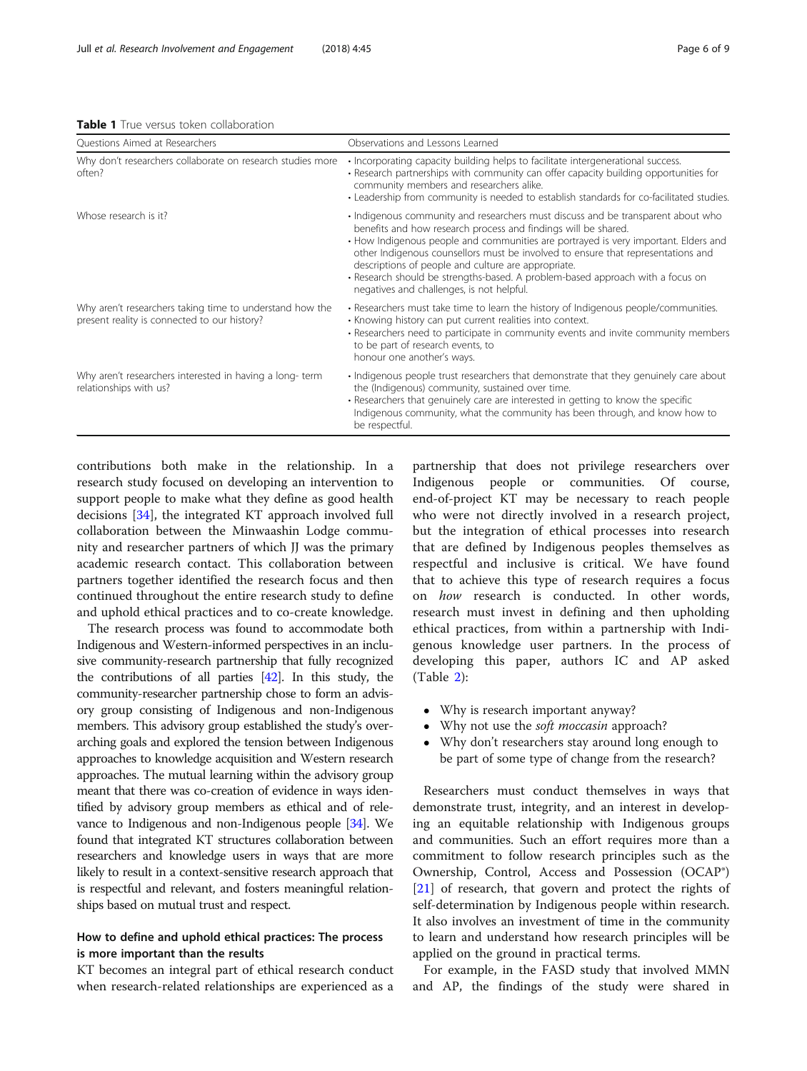**Table 1** True versus token collaboration

| Questions Aimed at Researchers | Observations and Lessons Learned |
| --- | --- |
| Why don't researchers collaborate on research studies more often? | • Incorporating capacity building helps to facilitate intergenerational success.<br>• Research partnerships with community can offer capacity building opportunities for community members and researchers alike.<br>• Leadership from community is needed to establish standards for co-facilitated studies. |
| Whose research is it? | • Indigenous community and researchers must discuss and be transparent about who benefits and how research process and findings will be shared.<br>• How Indigenous people and communities are portrayed is very important. Elders and other Indigenous counsellors must be involved to ensure that representations and descriptions of people and culture are appropriate.<br>• Research should be strengths-based. A problem-based approach with a focus on negatives and challenges, is not helpful. |
| Why aren't researchers taking time to understand how the present reality is connected to our history? | • Researchers must take time to learn the history of Indigenous people/communities.<br>• Knowing history can put current realities into context.<br>• Researchers need to participate in community events and invite community members to be part of research events, to honour one another's ways. |
| Why aren't researchers interested in having a long- term relationships with us? | • Indigenous people trust researchers that demonstrate that they genuinely care about the (Indigenous) community, sustained over time.<br>• Researchers that genuinely care are interested in getting to know the specific Indigenous community, what the community has been through, and know how to be respectful. |

contributions both make in the relationship. In a research study focused on developing an intervention to support people to make what they define as good health decisions [34], the integrated KT approach involved full collaboration between the Minwaashin Lodge community and researcher partners of which JJ was the primary academic research contact. This collaboration between partners together identified the research focus and then continued throughout the entire research study to define and uphold ethical practices and to co-create knowledge.

The research process was found to accommodate both Indigenous and Western-informed perspectives in an inclusive community-research partnership that fully recognized the contributions of all parties [42]. In this study, the community-researcher partnership chose to form an advisory group consisting of Indigenous and non-Indigenous members. This advisory group established the study's overarching goals and explored the tension between Indigenous approaches to knowledge acquisition and Western research approaches. The mutual learning within the advisory group meant that there was co-creation of evidence in ways identified by advisory group members as ethical and of relevance to Indigenous and non-Indigenous people [34]. We found that integrated KT structures collaboration between researchers and knowledge users in ways that are more likely to result in a context-sensitive research approach that is respectful and relevant, and fosters meaningful relationships based on mutual trust and respect.

## How to define and uphold ethical practices: The process is more important than the results

KT becomes an integral part of ethical research conduct when research-related relationships are experienced as a partnership that does not privilege researchers over Indigenous people or communities. Of course, end-of-project KT may be necessary to reach people who were not directly involved in a research project, but the integration of ethical processes into research that are defined by Indigenous peoples themselves as respectful and inclusive is critical. We have found that to achieve this type of research requires a focus on *how* research is conducted. In other words, research must invest in defining and then upholding ethical practices, from within a partnership with Indigenous knowledge user partners. In the process of developing this paper, authors IC and AP asked (Table 2):

- Why is research important anyway?
- Why not use the *soft moccasin* approach?
- Why don't researchers stay around long enough to be part of some type of change from the research?

Researchers must conduct themselves in ways that demonstrate trust, integrity, and an interest in developing an equitable relationship with Indigenous groups and communities. Such an effort requires more than a commitment to follow research principles such as the Ownership, Control, Access and Possession (OCAP®) [21] of research, that govern and protect the rights of self-determination by Indigenous people within research. It also involves an investment of time in the community to learn and understand how research principles will be applied on the ground in practical terms.

For example, in the FASD study that involved MMN and AP, the findings of the study were shared in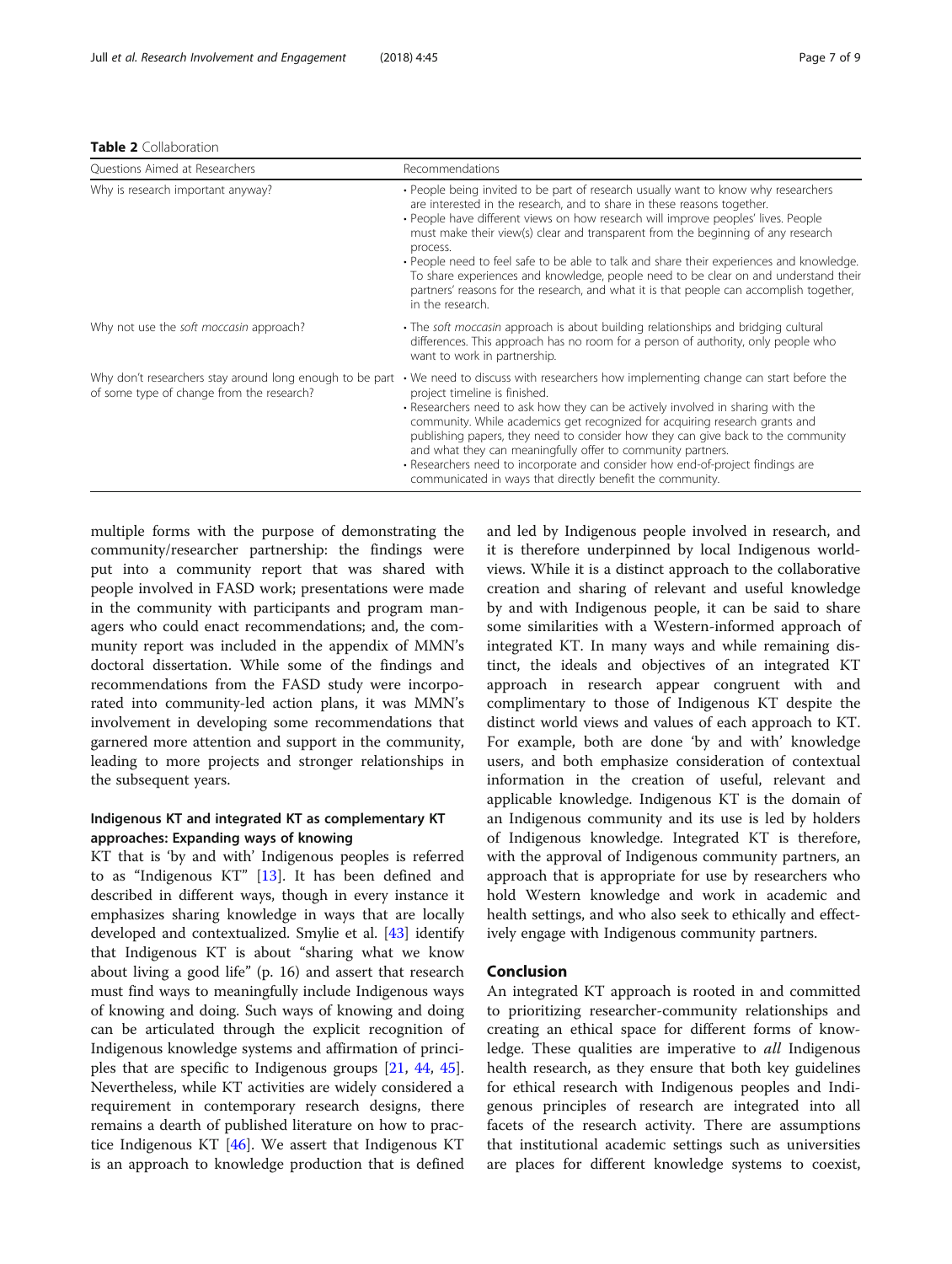**Table 2** Collaboration

| Questions Aimed at Researchers | Recommendations |
| --- | --- |
| Why is research important anyway? | • People being invited to be part of research usually want to know why researchers are interested in the research, and to share in these reasons together.<br>• People have different views on how research will improve peoples' lives. People must make their view(s) clear and transparent from the beginning of any research process.<br>• People need to feel safe to be able to talk and share their experiences and knowledge. To share experiences and knowledge, people need to be clear on and understand their partners' reasons for the research, and what it is that people can accomplish together, in the research. |
| Why not use the *soft moccasin* approach? | • The *soft moccasin* approach is about building relationships and bridging cultural differences. This approach has no room for a person of authority, only people who want to work in partnership. |
| Why don't researchers stay around long enough to be part of some type of change from the research? | • We need to discuss with researchers how implementing change can start before the project timeline is finished.<br>• Researchers need to ask how they can be actively involved in sharing with the community. While academics get recognized for acquiring research grants and publishing papers, they need to consider how they can give back to the community and what they can meaningfully offer to community partners.<br>• Researchers need to incorporate and consider how end-of-project findings are communicated in ways that directly benefit the community. |

multiple forms with the purpose of demonstrating the community/researcher partnership: the findings were put into a community report that was shared with people involved in FASD work; presentations were made in the community with participants and program managers who could enact recommendations; and, the community report was included in the appendix of MMN's doctoral dissertation. While some of the findings and recommendations from the FASD study were incorporated into community-led action plans, it was MMN's involvement in developing some recommendations that garnered more attention and support in the community, leading to more projects and stronger relationships in the subsequent years.

### Indigenous KT and integrated KT as complementary KT approaches: Expanding ways of knowing

KT that is 'by and with' Indigenous peoples is referred to as "Indigenous KT" [13]. It has been defined and described in different ways, though in every instance it emphasizes sharing knowledge in ways that are locally developed and contextualized. Smylie et al. [43] identify that Indigenous KT is about "sharing what we know about living a good life" (p. 16) and assert that research must find ways to meaningfully include Indigenous ways of knowing and doing. Such ways of knowing and doing can be articulated through the explicit recognition of Indigenous knowledge systems and affirmation of principles that are specific to Indigenous groups [21, 44, 45]. Nevertheless, while KT activities are widely considered a requirement in contemporary research designs, there remains a dearth of published literature on how to practice Indigenous KT [46]. We assert that Indigenous KT is an approach to knowledge production that is defined and led by Indigenous people involved in research, and it is therefore underpinned by local Indigenous worldviews. While it is a distinct approach to the collaborative creation and sharing of relevant and useful knowledge by and with Indigenous people, it can be said to share some similarities with a Western-informed approach of integrated KT. In many ways and while remaining distinct, the ideals and objectives of an integrated KT approach in research appear congruent with and complimentary to those of Indigenous KT despite the distinct world views and values of each approach to KT. For example, both are done 'by and with' knowledge users, and both emphasize consideration of contextual information in the creation of useful, relevant and applicable knowledge. Indigenous KT is the domain of an Indigenous community and its use is led by holders of Indigenous knowledge. Integrated KT is therefore, with the approval of Indigenous community partners, an approach that is appropriate for use by researchers who hold Western knowledge and work in academic and health settings, and who also seek to ethically and effectively engage with Indigenous community partners.

## Conclusion

An integrated KT approach is rooted in and committed to prioritizing researcher-community relationships and creating an ethical space for different forms of knowledge. These qualities are imperative to *all* Indigenous health research, as they ensure that both key guidelines for ethical research with Indigenous peoples and Indigenous principles of research are integrated into all facets of the research activity. There are assumptions that institutional academic settings such as universities are places for different knowledge systems to coexist,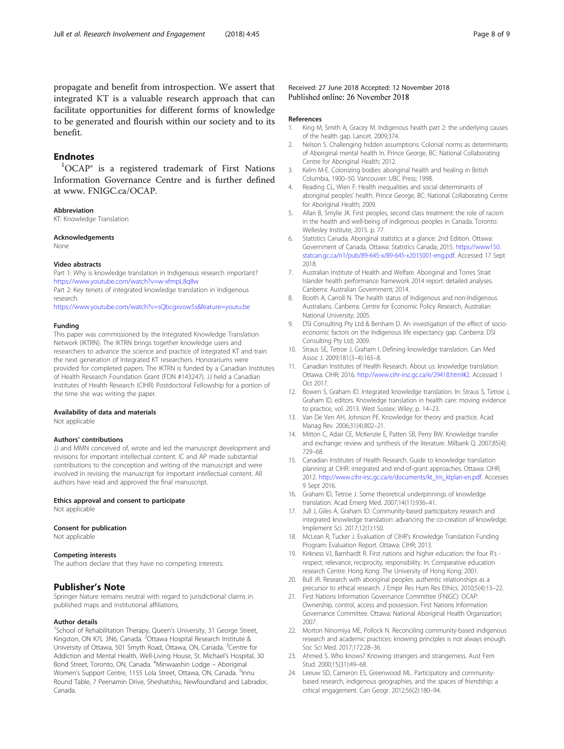propagate and benefit from introspection. We assert that integrated KT is a valuable research approach that can facilitate opportunities for different forms of knowledge to be generated and flourish within our society and to its benefit.

## Endnotes

[1]OCAP® is a registered trademark of First Nations Information Governance Centre and is further defined at www. FNIGC.ca/OCAP.

### Abbreviation
KT: Knowledge Translation

### Acknowledgements
None

### Video abstracts
Part 1: Why is knowledge translation in Indigenous research important? https://www.youtube.com/watch?v=w-xfmpL8q8w
Part 2: Key tenets of integrated knowledge translation in Indigenous research.
https://www.youtube.com/watch?v=sQbcgxvow5s&feature=youtu.be

### Funding
This paper was commissioned by the Integrated Knowledge Translation Network (IKTRN). The IKTRN brings together knowledge users and researchers to advance the science and practice of Integrated KT and train the next generation of Integrated KT researchers. Honorariums were provided for completed papers. The IKTRN is funded by a Canadian Institutes of Health Research Foundation Grant (FDN #143247). JJ held a Canadian Institutes of Health Research (CIHR) Postdoctoral Fellowship for a portion of the time she was writing the paper.

### Availability of data and materials
Not applicable

### Authors' contributions
JJ and MMN conceived of, wrote and led the manuscript development and revisions for important intellectual content. IC and AP made substantial contributions to the conception and writing of the manuscript and were involved in revising the manuscript for important intellectual content. All authors have read and approved the final manuscript.

### Ethics approval and consent to participate
Not applicable

### Consent for publication
Not applicable

### Competing interests
The authors declare that they have no competing interests.

## Publisher's Note
Springer Nature remains neutral with regard to jurisdictional claims in published maps and institutional affiliations.

### Author details
[1]School of Rehabilitation Therapy, Queen's University, 31 George Street, Kingston, ON K7L 3N6, Canada. [2]Ottawa Hospital Research Institute & University of Ottawa, 501 Smyth Road, Ottawa, ON, Canada. [3]Centre for Addiction and Mental Health, Well-Living House, St. Michael's Hospital, 30 Bond Street, Toronto, ON, Canada. [4]Minwaashin Lodge – Aboriginal Women's Support Centre, 1155 Lola Street, Ottawa, ON, Canada. [5]Innu Round Table, 7 Peenamin Drive, Sheshatshiu, Newfoundland and Labrador, Canada.

Received: 27 June 2018 Accepted: 12 November 2018
Published online: 26 November 2018

### References
1. King M, Smith A, Gracey M. Indigenous health part 2: the underlying causes of the health gap. Lancet. 2009;374.
2. Nelson S. Challenging hidden assumptions: Colonial norms as determinants of Aboriginal mental health In. Prince George, BC: National Collaborating Centre for Aboriginal Health; 2012.
3. Kelm M-E. Colonizing bodies: aboriginal health and healing in British Columbia, 1900–50. Vancouver: UBC Press; 1998.
4. Reading CL, Wien F: Health inequalities and social determinants of aboriginal peoples' health. Prince George, BC: National Collaborating Centre for Aboriginal Health; 2009.
5. Allan B, Smylie JK. First peoples, second class treatment: the role of racism in the health and well-being of indigenous peoples in Canada. Toronto: Wellesley Institute; 2015. p. 77.
6. Statistics Canada. Aboriginal statistics at a glance: 2nd Edition. Ottawa: Government of Canada. Ottawa: Statistics Canada; 2015. https://www150.statcan.gc.ca/n1/pub/89-645-x/89-645-x2015001-eng.pdf. Accessed 17 Sept 2018.
7. Australian Institute of Health and Welfare. Aboriginal and Torres Strait Islander health performance framework 2014 report: detailed analyses. Canberra: Australian Government; 2014.
8. Booth A, Carroll N. The health status of Indigenous and non-Indigenous Australians. Canberra: Centre for Economic Policy Research, Australian National University; 2005.
9. DSI Consulting Pty Ltd & Benham D. An investigation of the effect of socio-economic factors on the Indigenous life expectancy gap. Canberra: DSI Consulting Pty Ltd; 2009.
10. Straus SE, Tetroe J, Graham I. Defining knowledge translation. Can Med Assoc J. 2009;181(3–4):165–8.
11. Canadian Institutes of Health Research. About us: knowledge translation. Ottawa: CIHR; 2016. http://www.cihr-irsc.gc.ca/e/29418.html#2. Accessed 1 Oct 2017.
12. Bowen S, Graham ID. Integrated knowledge translation. In: Straus S, Tetroe J, Graham ID, editors. Knowledge translation in health care: moving evidence to practice, vol. 2013. West Sussex: Wiley; p. 14–23.
13. Van De Ven AH, Johnson PE. Knowledge for theory and practice. Acad Manag Rev. 2006;31(4):802–21.
14. Mitton C, Adair CE, McKenzie E, Patten SB, Perry BW. Knowledge transfer and exchange: review and synthesis of the literature. Milbank Q. 2007;85(4): 729–68.
15. Canadian Institutes of Health Research. Guide to knowledge translation planning at CIHR: integrated and end-of-grant approaches. Ottawa: CIHR; 2012. http://www.cihr-irsc.gc.ca/e/documents/kt_lm_ktplan-en.pdf. Accesses 9 Sept 2016.
16. Graham ID, Tetroe J. Some theoretical underpinnings of knowledge translation. Acad Emerg Med. 2007;14(11):936–41.
17. Jull J, Giles A, Graham ID. Community-based participatory research and integrated knowledge translation: advancing the co-creation of knowledge. Implement Sci. 2017;12(1):150.
18. McLean R, Tucker J. Evaluation of CIHR's Knowledge Translation Funding Program: Evaluation Report. Ottawa: CIHR; 2013.
19. Kirkness VJ, Barnhardt R. First nations and higher education: the four R's - respect, relevance, reciprocity, responsibility. In: Comparative education research Centre. Hong Kong: The University of Hong Kong; 2001.
20. Bull JR. Research with aboriginal peoples: authentic relationships as a precursor to ethical research. J Empir Res Hum Res Ethics. 2010;5(4):13–22.
21. First Nations Information Governance Committee (FNIGC): OCAP: Ownership, control, access and possession. First Nations Information Governance Committee. Ottawa: National Aboriginal Health Organization; 2007.
22. Morton Ninomiya ME, Pollock N. Reconciling community-based indigenous research and academic practices: knowing principles is not always enough. Soc Sci Med. 2017;172:28–36.
23. Ahmed S. Who knows? Knowing strangers and strangerness. Aust Fem Stud. 2000;15(31):49–68.
24. Leeuw SD, Cameron ES, Greenwood ML. Participatory and community-based research, indigenous geographies, and the spaces of friendship: a critical engagement. Can Geogr. 2012;56(2):180–94.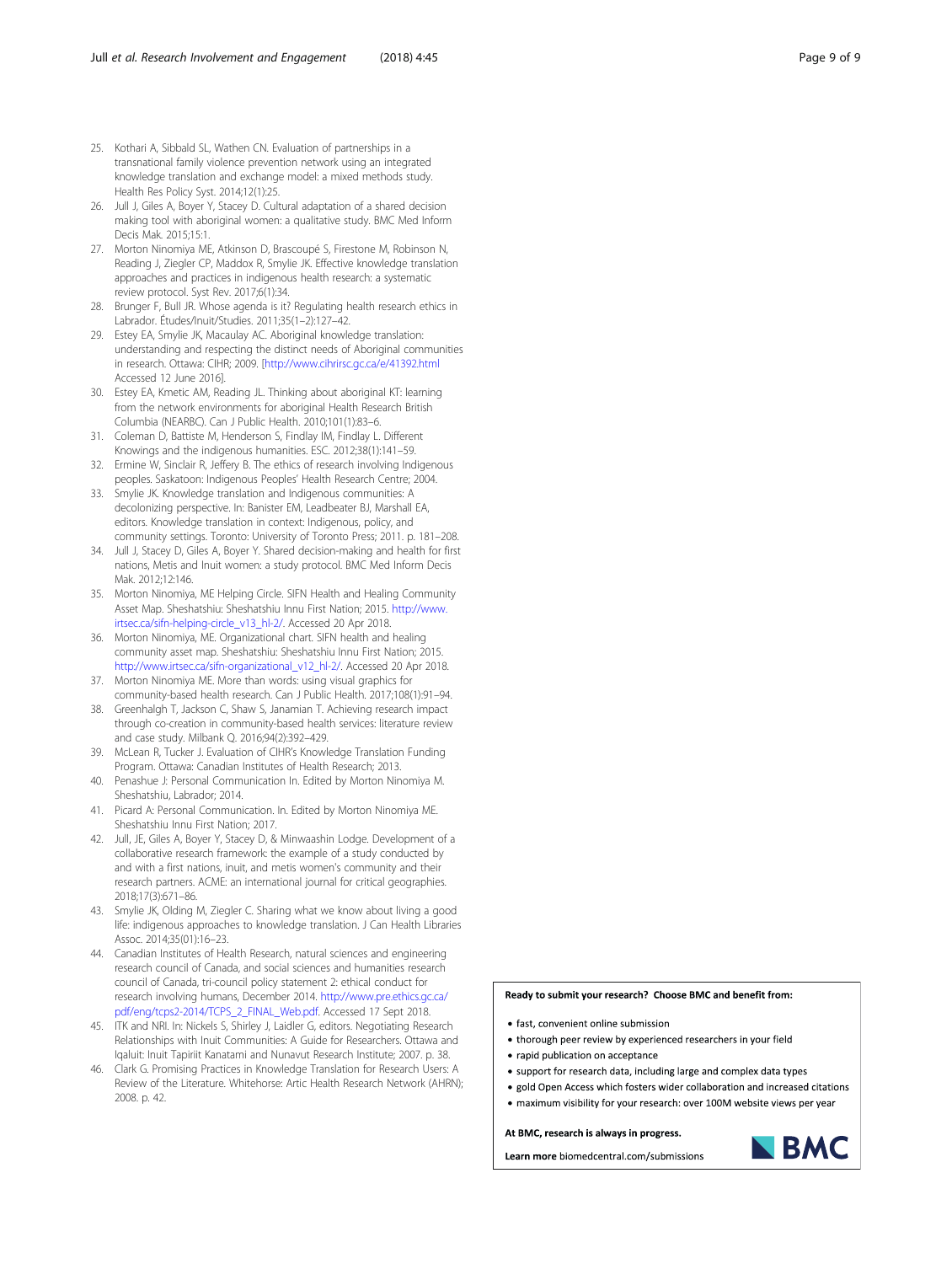25. Kothari A, Sibbald SL, Wathen CN. Evaluation of partnerships in a transnational family violence prevention network using an integrated knowledge translation and exchange model: a mixed methods study. Health Res Policy Syst. 2014;12(1):25.
26. Jull J, Giles A, Boyer Y, Stacey D. Cultural adaptation of a shared decision making tool with aboriginal women: a qualitative study. BMC Med Inform Decis Mak. 2015;15:1.
27. Morton Ninomiya ME, Atkinson D, Brascoupé S, Firestone M, Robinson N, Reading J, Ziegler CP, Maddox R, Smylie JK. Effective knowledge translation approaches and practices in indigenous health research: a systematic review protocol. Syst Rev. 2017;6(1):34.
28. Brunger F, Bull JR. Whose agenda is it? Regulating health research ethics in Labrador. Études/Inuit/Studies. 2011;35(1–2):127–42.
29. Estey EA, Smylie JK, Macaulay AC. Aboriginal knowledge translation: understanding and respecting the distinct needs of Aboriginal communities in research. Ottawa: CIHR; 2009. [http://www.cihrirsc.gc.ca/e/41392.html Accessed 12 June 2016].
30. Estey EA, Kmetic AM, Reading JL. Thinking about aboriginal KT: learning from the network environments for aboriginal Health Research British Columbia (NEARBC). Can J Public Health. 2010;101(1):83–6.
31. Coleman D, Battiste M, Henderson S, Findlay IM, Findlay L. Different Knowings and the indigenous humanities. ESC. 2012;38(1):141–59.
32. Ermine W, Sinclair R, Jeffery B. The ethics of research involving Indigenous peoples. Saskatoon: Indigenous Peoples' Health Research Centre; 2004.
33. Smylie JK. Knowledge translation and Indigenous communities: A decolonizing perspective. In: Banister EM, Leadbeater BJ, Marshall EA, editors. Knowledge translation in context: Indigenous, policy, and community settings. Toronto: University of Toronto Press; 2011. p. 181–208.
34. Jull J, Stacey D, Giles A, Boyer Y. Shared decision-making and health for first nations, Metis and Inuit women: a study protocol. BMC Med Inform Decis Mak. 2012;12:146.
35. Morton Ninomiya, ME Helping Circle. SIFN Health and Healing Community Asset Map. Sheshatshiu: Sheshatshiu Innu First Nation; 2015. http://www.irtsec.ca/sifn-helping-circle_v13_hl-2/. Accessed 20 Apr 2018.
36. Morton Ninomiya, ME. Organizational chart. SIFN health and healing community asset map. Sheshatshiu: Sheshatshiu Innu First Nation; 2015. http://www.irtsec.ca/sifn-organizational_v12_hl-2/. Accessed 20 Apr 2018.
37. Morton Ninomiya ME. More than words: using visual graphics for community-based health research. Can J Public Health. 2017;108(1):91–94.
38. Greenhalgh T, Jackson C, Shaw S, Janamian T. Achieving research impact through co-creation in community-based health services: literature review and case study. Milbank Q. 2016;94(2):392–429.
39. McLean R, Tucker J. Evaluation of CIHR's Knowledge Translation Funding Program. Ottawa: Canadian Institutes of Health Research; 2013.
40. Penashue J: Personal Communication In. Edited by Morton Ninomiya M. Sheshatshiu, Labrador; 2014.
41. Picard A: Personal Communication. In. Edited by Morton Ninomiya ME. Sheshatshiu Innu First Nation; 2017.
42. Jull, JE, Giles A, Boyer Y, Stacey D, & Minwaashin Lodge. Development of a collaborative research framework: the example of a study conducted by and with a first nations, inuit, and metis women's community and their research partners. ACME: an international journal for critical geographies. 2018;17(3):671–86.
43. Smylie JK, Olding M, Ziegler C. Sharing what we know about living a good life: indigenous approaches to knowledge translation. J Can Health Libraries Assoc. 2014;35(01):16–23.
44. Canadian Institutes of Health Research, natural sciences and engineering research council of Canada, and social sciences and humanities research council of Canada, tri-council policy statement 2: ethical conduct for research involving humans, December 2014. http://www.pre.ethics.gc.ca/pdf/eng/tcps2-2014/TCPS_2_FINAL_Web.pdf. Accessed 17 Sept 2018.
45. ITK and NRI. In: Nickels S, Shirley J, Laidler G, editors. Negotiating Research Relationships with Inuit Communities: A Guide for Researchers. Ottawa and Iqaluit: Inuit Tapiriit Kanatami and Nunavut Research Institute; 2007. p. 38.
46. Clark G. Promising Practices in Knowledge Translation for Research Users: A Review of the Literature. Whitehorse: Artic Health Research Network (AHRN); 2008. p. 42.

**Ready to submit your research? Choose BMC and benefit from:**

- fast, convenient online submission
- thorough peer review by experienced researchers in your field
- rapid publication on acceptance
- support for research data, including large and complex data types
- gold Open Access which fosters wider collaboration and increased citations
- maximum visibility for your research: over 100M website views per year

**At BMC, research is always in progress.**

**Learn more** biomedcentral.com/submissions

BMC